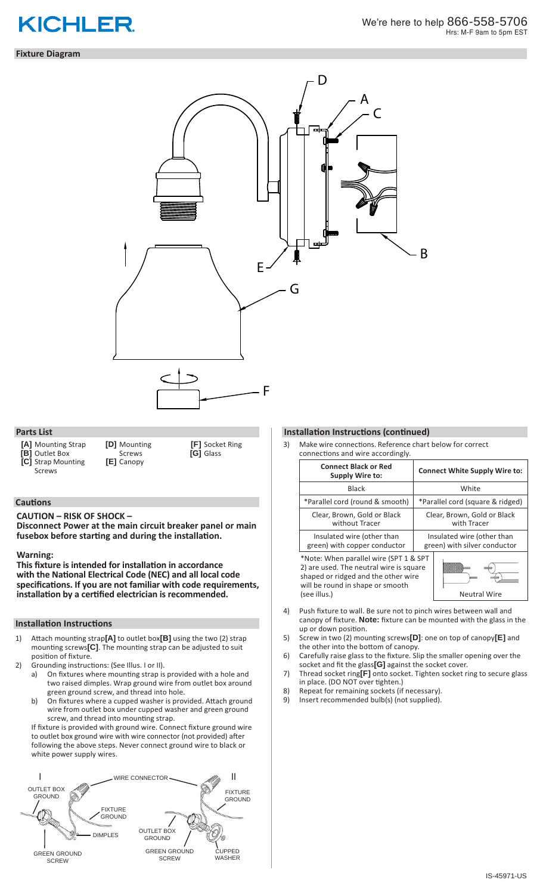# KICHLER

We're here to help 866-558-5706
Hrs: M-F 9am to 5pm EST

## Fixture Diagram

## Parts List

- **[A]** Mounting Strap
- **[B]** Outlet Box
- **[C]** Strap Mounting Screws
- **[D]** Mounting Screws
- **[E]** Canopy
- **[F]** Socket Ring
- **[G]** Glass

## Cautions

**CAUTION – RISK OF SHOCK –**
**Disconnect Power at the main circuit breaker panel or main fusebox before starting and during the installation.**

**Warning:**
**This fixture is intended for installation in accordance with the National Electrical Code (NEC) and all local code specifications. If you are not familiar with code requirements, installation by a certified electrician is recommended.**

## Installation Instructions

1) Attach mounting strap **[A]** to outlet box **[B]** using the two (2) strap mounting screws **[C]**. The mounting strap can be adjusted to suit position of fixture.
2) Grounding instructions: (See Illus. I or II).
   a) On fixtures where mounting strap is provided with a hole and two raised dimples. Wrap ground wire from outlet box around green ground screw, and thread into hole.
   b) On fixtures where a cupped washer is provided. Attach ground wire from outlet box under cupped washer and green ground screw, and thread into mounting strap.

   If fixture is provided with ground wire. Connect fixture ground wire to outlet box ground wire with wire connector (not provided) after following the above steps. Never connect ground wire to black or white power supply wires.

I: OUTLET BOX GROUND, WIRE CONNECTOR, FIXTURE GROUND, DIMPLES, GREEN GROUND SCREW

II: FIXTURE GROUND, OUTLET BOX GROUND, GREEN GROUND SCREW, CUPPED WASHER

## Installation Instructions (continued)

3) Make wire connections. Reference chart below for correct connections and wire accordingly.

| Connect Black or Red Supply Wire to: | Connect White Supply Wire to: |
| --- | --- |
| Black | White |
| *Parallel cord (round & smooth) | *Parallel cord (square & ridged) |
| Clear, Brown, Gold or Black without Tracer | Clear, Brown, Gold or Black with Tracer |
| Insulated wire (other than green) with copper conductor | Insulated wire (other than green) with silver conductor |

*Note: When parallel wire (SPT 1 & SPT 2) are used. The neutral wire is square shaped or ridged and the other wire will be round in shape or smooth (see illus.)

Neutral Wire

4) Push fixture to wall. Be sure not to pinch wires between wall and canopy of fixture. **Note:** fixture can be mounted with the glass in the up or down position.
5) Screw in two (2) mounting screws **[D]**: one on top of canopy **[E]** and the other into the bottom of canopy.
6) Carefully raise glass to the fixture. Slip the smaller opening over the socket and fit the glass **[G]** against the socket cover.
7) Thread socket ring **[F]** onto socket. Tighten socket ring to secure glass in place. (DO NOT over tighten.)
8) Repeat for remaining sockets (if necessary).
9) Insert recommended bulb(s) (not supplied).

IS-45971-US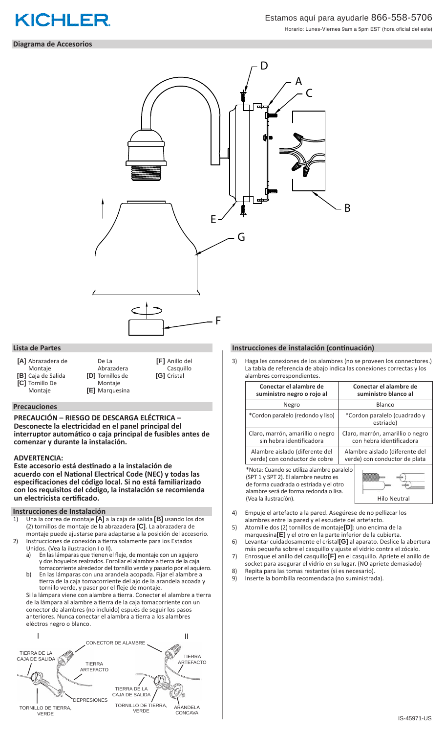# KICHLER

Estamos aquí para ayudarle 866-558-5706

Horario: Lunes-Viernes 9am a 5pm EST (hora oficial del este)

## Diagrama de Accesorios

## Lista de Partes

- **[A]** Abrazadera de Montaje
- **[B]** Caja de Salida
- **[C]** Tornillo De Montaje De La Abrazadera
- **[D]** Tornillos de Montaje
- **[E]** Marquesina
- **[F]** Anillo del Casquillo
- **[G]** Cristal

## Precauciones

**PRECAUCIÓN – RIESGO DE DESCARGA ELÉCTRICA – Desconecte la electricidad en el panel principal del interruptor automático o caja principal de fusibles antes de comenzar y durante la instalación.**

**ADVERTENCIA:**

**Este accesorio está destinado a la instalación de acuerdo con el National Electrical Code (NEC) y todas las especificaciones del código local. Si no está familiarizado con los requisitos del código, la instalación se recomienda un electricista certificado.**

## Instrucciones de Instalación

1) Una la correa de montaje **[A]** a la caja de salida **[B]** usando los dos (2) tornillos de montaje de la abrazadera **[C]**. La abrazadera de montaje puede ajustarse para adaptarse a la posición del accesorio.
2) Instrucciones de conexión a tierra solamente para los Estados Unidos. (Vea la ilustracion I o II).
   a) En las lámparas que tienen el fleje, de montaje con un agujero y dos hoyuelos realzados. Enrollar el alambre a tierra de la caja tomacorriente alrededor del tornillo verde y pasarlo por el agujero.
   b) En las lámparas con una arandela acopada. Fijar el alambre a tierra de la caja tomacorriente del ajo de la arandela acoada y tornillo verde, y paser por el fleje de montaje.

   Si la lámpara viene con alambre a tierra. Conecter el alambre a tierra de la lámpara al alambre a tierra de la caja tomacorriente con un conector de alambres (no incluido) espués de seguir los pasos anteriores. Nunca conectar el alambra a tierra a los alambres eléctros negro o blanco.

I: TIERRA DE LA CAJA DE SALIDA, TIERRA ARTEFACTO, DEPRESIONES, TORNILLO DE TIERRA, VERDE

II: CONECTOR DE ALAMBRE, TIERRA ARTEFACTO, TIERRA DE LA CAJA DE SALIDA, TORNILLO DE TIERRA, VERDE, ARANDELA CONCAVA

## Instrucciones de instalación (continuación)

3) Haga les conexiones de los alambres (no se proveen los connectores.) La tabla de referencia de abajo indica las conexiones correctas y los alambres correspondientes.

| Conectar el alambre de suministro negro o rojo al | Conectar el alambre de suministro blanco al |
|---|---|
| Negro | Blanco |
| *Cordon paralelo (redondo y liso) | *Cordon paralelo (cuadrado y estriado) |
| Claro, marrón, amarillio o negro sin hebra identificadora | Claro, marrón, amarillio o negro con hebra identificadora |
| Alambre aislado (diferente del verde) con conductor de cobre | Alambre aislado (diferente del verde) con conductor de plata |

*Nota: Cuando se utiliza alambre paralelo (SPT 1 y SPT 2). El alambre neutro es de forma cuadrada o estriada y el otro alambre será de forma redonda o lisa. (Vea la ilustración).

Hilo Neutral

4) Empuje el artefacto a la pared. Asegúrese de no pellizcar los alambres entre la pared y el escudete del artefacto.
5) Atornille dos (2) tornillos de montaje**[D]**: uno encima de la marquesina**[E]** y el otro en la parte inferior de la cubierta.
6) Levantar cuidadosamente el cristal**[G]** al aparato. Deslice la abertura más pequeña sobre el casquillo y ajuste el vidrio contra el zócalo.
7) Enrosque el anillo del casquillo**[F]** en el casquillo. Apriete el anillo de socket para asegurar el vidrio en su lugar. (NO apriete demasiado)
8) Repita para las tomas restantes (si es necesario).
9) Inserte la bombilla recomendada (no suministrada).

IS-45971-US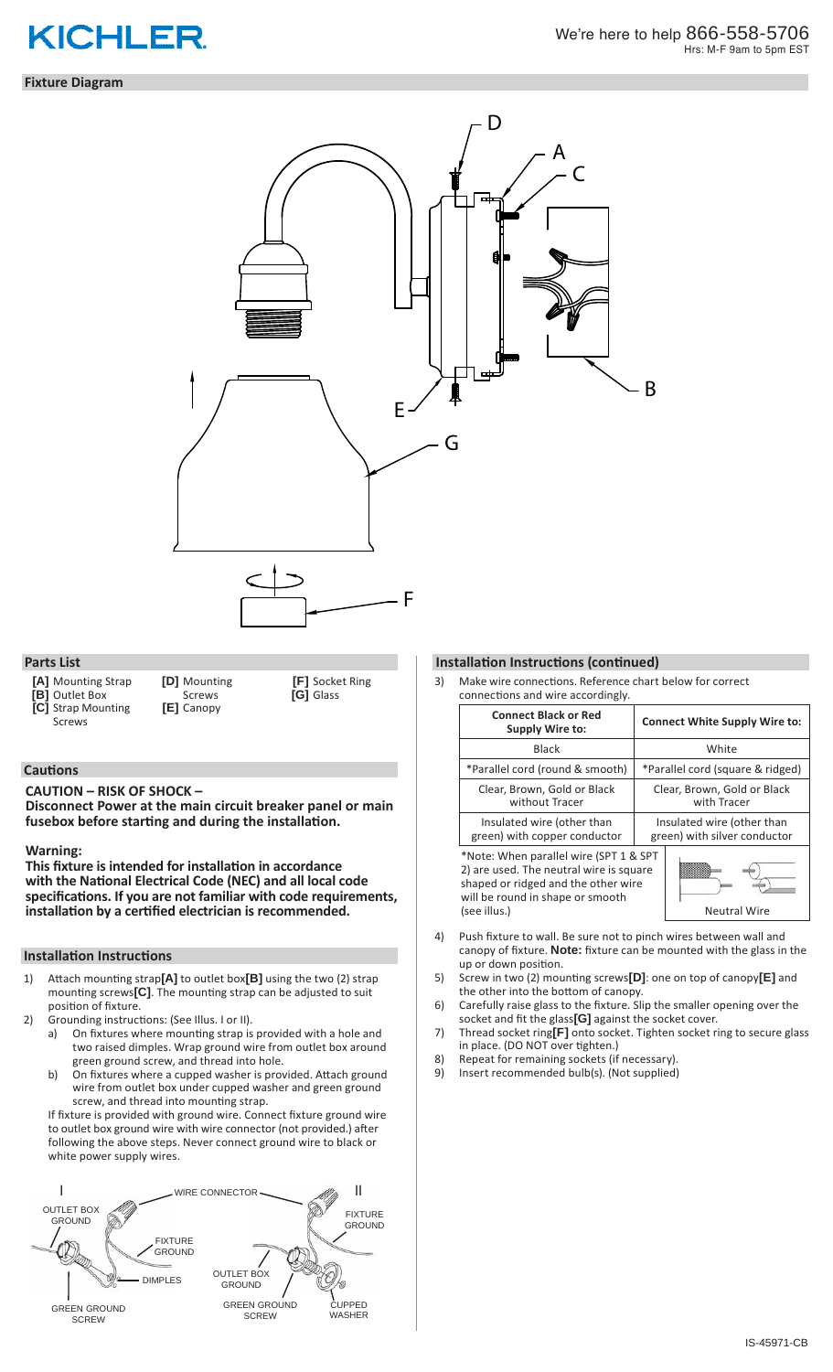# KICHLER

We're here to help 866-558-5706
Hrs: M-F 9am to 5pm EST

## Fixture Diagram

## Parts List

**[A]** Mounting Strap
**[B]** Outlet Box
**[C]** Strap Mounting Screws
**[D]** Mounting Screws
**[E]** Canopy
**[F]** Socket Ring
**[G]** Glass

## Cautions

**CAUTION – RISK OF SHOCK –**
**Disconnect Power at the main circuit breaker panel or main fusebox before starting and during the installation.**

**Warning:**
**This fixture is intended for installation in accordance with the National Electrical Code (NEC) and all local code specifications. If you are not familiar with code requirements, installation by a certified electrician is recommended.**

## Installation Instructions

1) Attach mounting strap **[A]** to outlet box **[B]** using the two (2) strap mounting screws **[C]**. The mounting strap can be adjusted to suit position of fixture.
2) Grounding instructions: (See Illus. I or II).
   a) On fixtures where mounting strap is provided with a hole and two raised dimples. Wrap ground wire from outlet box around green ground screw, and thread into hole.
   b) On fixtures where a cupped washer is provided. Attach ground wire from outlet box under cupped washer and green ground screw, and thread into mounting strap.

   If fixture is provided with ground wire. Connect fixture ground wire to outlet box ground wire with wire connector (not provided.) after following the above steps. Never connect ground wire to black or white power supply wires.

I: OUTLET BOX GROUND, WIRE CONNECTOR, FIXTURE GROUND, DIMPLES, GREEN GROUND SCREW
II: WIRE CONNECTOR, FIXTURE GROUND, OUTLET BOX GROUND, GREEN GROUND SCREW, CUPPED WASHER

## Installation Instructions (continued)

3) Make wire connections. Reference chart below for correct connections and wire accordingly.

| Connect Black or Red Supply Wire to: | Connect White Supply Wire to: |
|---|---|
| Black | White |
| *Parallel cord (round & smooth) | *Parallel cord (square & ridged) |
| Clear, Brown, Gold or Black without Tracer | Clear, Brown, Gold or Black with Tracer |
| Insulated wire (other than green) with copper conductor | Insulated wire (other than green) with silver conductor |

*Note: When parallel wire (SPT 1 & SPT 2) are used. The neutral wire is square shaped or ridged and the other wire will be round in shape or smooth (see illus.)

Neutral Wire

4) Push fixture to wall. Be sure not to pinch wires between wall and canopy of fixture. **Note:** fixture can be mounted with the glass in the up or down position.
5) Screw in two (2) mounting screws **[D]**: one on top of canopy **[E]** and the other into the bottom of canopy.
6) Carefully raise glass to the fixture. Slip the smaller opening over the socket and fit the glass **[G]** against the socket cover.
7) Thread socket ring **[F]** onto socket. Tighten socket ring to secure glass in place. (DO NOT over tighten.)
8) Repeat for remaining sockets (if necessary).
9) Insert recommended bulb(s). (Not supplied)

IS-45971-CB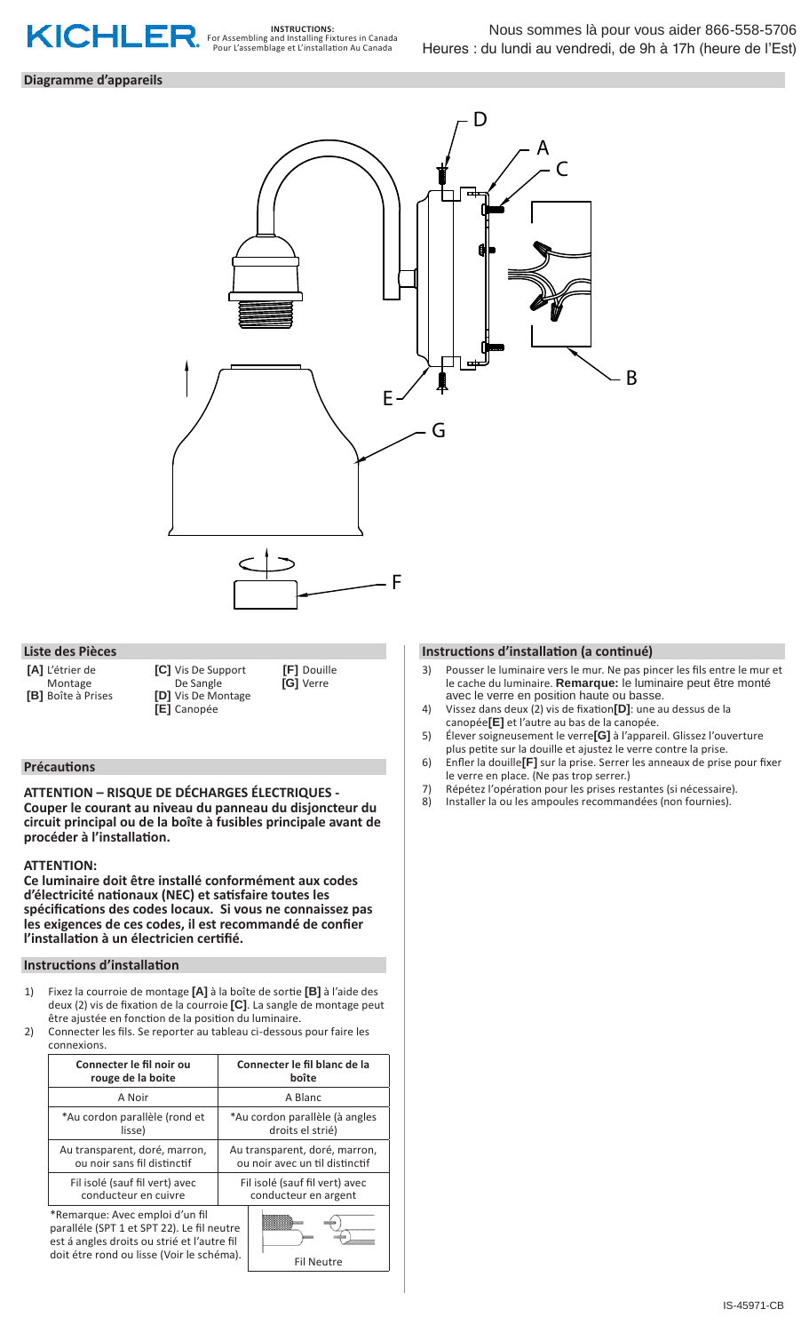KICHLER — INSTRUCTIONS: For Assembling and Installing Fixtures in Canada / Pour L'assemblage et L'installation Au Canada

Nous sommes là pour vous aider 866-558-5706
Heures : du lundi au vendredi, de 9h à 17h (heure de l'Est)

## Diagramme d'appareils

D
A
C
B
E
G
F

## Liste des Pièces

**[A]** L'étrier de Montage
**[B]** Boîte à Prises
**[C]** Vis De Support De Sangle
**[D]** Vis De Montage
**[E]** Canopée
**[F]** Douille
**[G]** Verre

## Précautions

**ATTENTION – RISQUE DE DÉCHARGES ÉLECTRIQUES - Couper le courant au niveau du panneau du disjoncteur du circuit principal ou de la boîte à fusibles principale avant de procéder à l'installation.**

**ATTENTION:**
**Ce luminaire doit être installé conformément aux codes d'électricité nationaux (NEC) et satisfaire toutes les spécifications des codes locaux. Si vous ne connaissez pas les exigences de ces codes, il est recommandé de confier l'installation à un électricien certifié.**

## Instructions d'installation

1) Fixez la courroie de montage **[A]** à la boîte de sortie **[B]** à l'aide des deux (2) vis de fixation de la courroie **[C]**. La sangle de montage peut être ajustée en fonction de la position du luminaire.
2) Connecter les fils. Se reporter au tableau ci-dessous pour faire les connexions.

| Connecter le fil noir ou rouge de la boite | Connecter le fil blanc de la boîte |
|---|---|
| A Noir | A Blanc |
| *Au cordon parallèle (rond et lisse) | *Au cordon parallèle (à angles droits el strié) |
| Au transparent, doré, marron, ou noir sans fil distinctif | Au transparent, doré, marron, ou noir avec un til distinctif |
| Fil isolé (sauf fil vert) avec conducteur en cuivre | Fil isolé (sauf fil vert) avec conducteur en argent |

*Remarque: Avec emploi d'un fil paralléle (SPT 1 et SPT 22). Le fil neutre est á angles droits ou strié et l'autre fil doit étre rond ou lisse (Voir le schéma).

Fil Neutre

## Instructions d'installation (a continué)

3) Pousser le luminaire vers le mur. Ne pas pincer les fils entre le mur et le cache du luminaire. **Remarque:** le luminaire peut être monté avec le verre en position haute ou basse.
4) Vissez dans deux (2) vis de fixation**[D]**: une au dessus de la canopée**[E]** et l'autre au bas de la canopée.
5) Élever soigneusement le verre**[G]** à l'appareil. Glissez l'ouverture plus petite sur la douille et ajustez le verre contre la prise.
6) Enfler la douille**[F]** sur la prise. Serrer les anneaux de prise pour fixer le verre en place. (Ne pas trop serrer.)
7) Répétez l'opération pour les prises restantes (si nécessaire).
8) Installer la ou les ampoules recommandées (non fournies).

IS-45971-CB